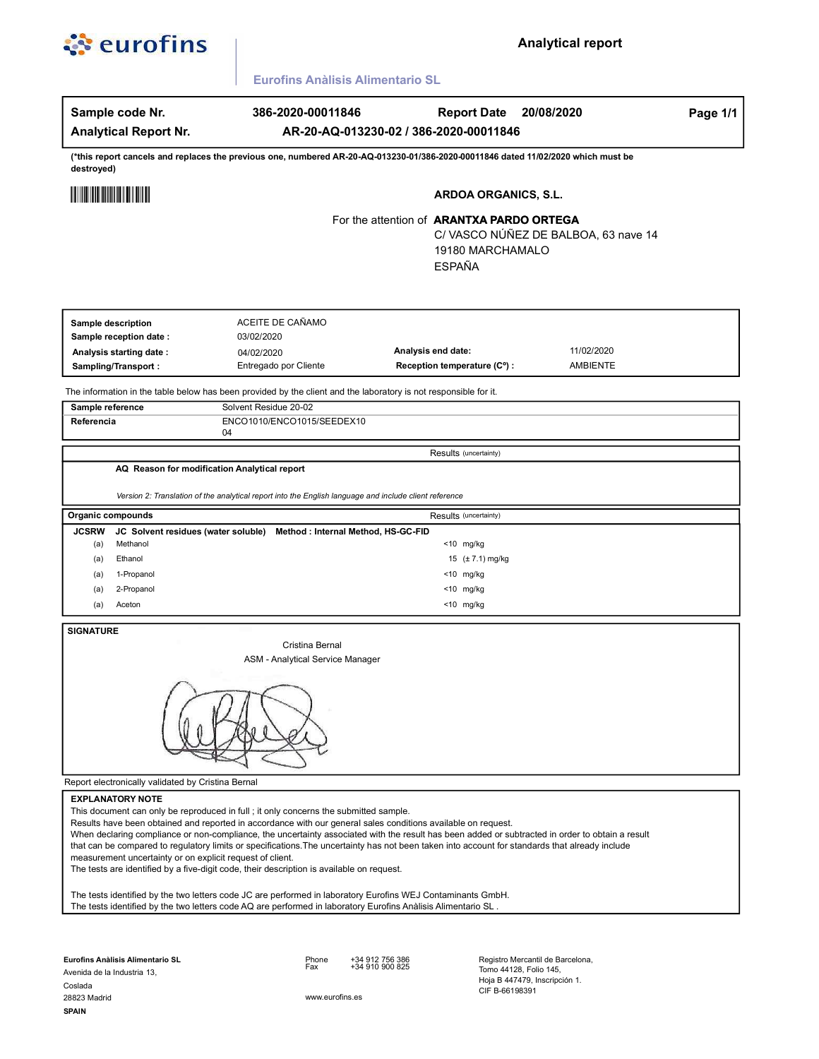**eurofins**

# Analytical report

**Eurofins Anàlisis Alimentario SL**

| | | | |
|---|---|---|---|
| **Sample code Nr.** | **386-2020-00011846** | **Report Date 20/08/2020** | **Page 1/1** |
| **Analytical Report Nr.** | **AR-20-AQ-013230-02 / 386-2020-00011846** | | |

**(*this report cancels and replaces the previous one, numbered AR-20-AQ-013230-01/386-2020-00011846 dated 11/02/2020 which must be destroyed)**

**ARDOA ORGANICS, S.L.**

For the attention of **ARANTXA PARDO ORTEGA**
C/ VASCO NÚÑEZ DE BALBOA, 63 nave 14
19180 MARCHAMALO
ESPAÑA

| | | | |
|---|---|---|---|
| **Sample description** | ACEITE DE CAÑAMO | | |
| **Sample reception date :** | 03/02/2020 | | |
| **Analysis starting date :** | 04/02/2020 | **Analysis end date:** | 11/02/2020 |
| **Sampling/Transport :** | Entregado por Cliente | **Reception temperature (Cº) :** | AMBIENTE |

The information in the table below has been provided by the client and the laboratory is not responsible for it.

| | |
|---|---|
| **Sample reference** | Solvent Residue 20-02 |
| **Referencia** | ENCO1010/ENCO1015/SEEDEX10 04 |

Results (uncertainty)

**AQ Reason for modification Analytical report**

*Version 2: Translation of the analytical report into the English language and include client reference*

| **Organic compounds** | | Results (uncertainty) |
|---|---|---|
| **JCSRW** | **JC Solvent residues (water soluble) Method : Internal Method, HS-GC-FID** | |
| (a) | Methanol | <10 mg/kg |
| (a) | Ethanol | 15 (± 7.1) mg/kg |
| (a) | 1-Propanol | <10 mg/kg |
| (a) | 2-Propanol | <10 mg/kg |
| (a) | Aceton | <10 mg/kg |

**SIGNATURE**

Cristina Bernal
ASM - Analytical Service Manager

Report electronically validated by Cristina Bernal

**EXPLANATORY NOTE**
This document can only be reproduced in full ; it only concerns the submitted sample.
Results have been obtained and reported in accordance with our general sales conditions available on request.
When declaring compliance or non-compliance, the uncertainty associated with the result has been added or subtracted in order to obtain a result that can be compared to regulatory limits or specifications.The uncertainty has not been taken into account for standards that already include measurement uncertainty or on explicit request of client.
The tests are identified by a five-digit code, their description is available on request.

The tests identified by the two letters code JC are performed in laboratory Eurofins WEJ Contaminants GmbH.
The tests identified by the two letters code AQ are performed in laboratory Eurofins Anàlisis Alimentario SL .

**Eurofins Anàlisis Alimentario SL**
Avenida de la Industria 13,
Coslada
28823 Madrid
**SPAIN**

Phone +34 912 756 386
Fax +34 910 900 825

www.eurofins.es

Registro Mercantil de Barcelona,
Tomo 44128, Folio 145,
Hoja B 447479, Inscripción 1.
CIF B-66198391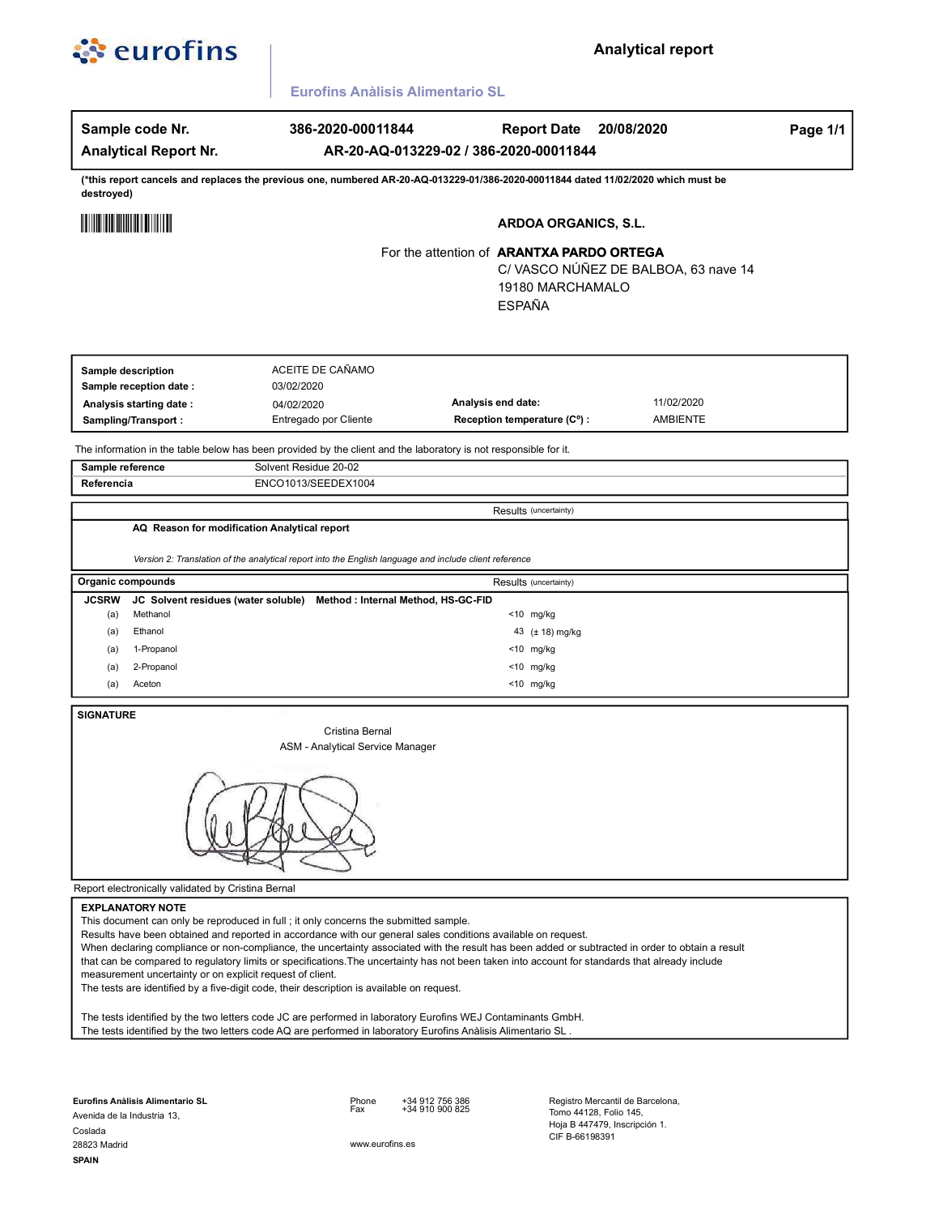eurofins

# Analytical report

Eurofins Anàlisis Alimentario SL

| | | | |
|---|---|---|---|
| **Sample code Nr.** | **386-2020-00011844** | **Report Date** | **20/08/2020** |
| **Analytical Report Nr.** | **AR-20-AQ-013229-02 / 386-2020-00011844** | | |

**(\*this report cancels and replaces the previous one, numbered AR-20-AQ-013229-01/386-2020-00011844 dated 11/02/2020 which must be destroyed)**

**ARDOA ORGANICS, S.L.**

For the attention of **ARANTXA PARDO ORTEGA**
C/ VASCO NÚÑEZ DE BALBOA, 63 nave 14
19180 MARCHAMALO
ESPAÑA

| | | | |
|---|---|---|---|
| **Sample description** | ACEITE DE CAÑAMO | | |
| **Sample reception date :** | 03/02/2020 | | |
| **Analysis starting date :** | 04/02/2020 | **Analysis end date:** | 11/02/2020 |
| **Sampling/Transport :** | Entregado por Cliente | **Reception temperature (Cº) :** | AMBIENTE |

The information in the table below has been provided by the client and the laboratory is not responsible for it.

| | |
|---|---|
| **Sample reference** | Solvent Residue 20-02 |
| **Referencia** | ENCO1013/SEEDEX1004 |

| | Results (uncertainty) |
|---|---|
| **AQ Reason for modification Analytical report** | |
| *Version 2: Translation of the analytical report into the English language and include client reference* | |

| Organic compounds | | Results (uncertainty) |
|---|---|---|
| **JCSRW** | **JC Solvent residues (water soluble) Method : Internal Method, HS-GC-FID** | |
| (a) | Methanol | <10 mg/kg |
| (a) | Ethanol | 43 (± 18) mg/kg |
| (a) | 1-Propanol | <10 mg/kg |
| (a) | 2-Propanol | <10 mg/kg |
| (a) | Aceton | <10 mg/kg |

**SIGNATURE**

Cristina Bernal
ASM - Analytical Service Manager

Report electronically validated by Cristina Bernal

**EXPLANATORY NOTE**

This document can only be reproduced in full ; it only concerns the submitted sample.
Results have been obtained and reported in accordance with our general sales conditions available on request.
When declaring compliance or non-compliance, the uncertainty associated with the result has been added or subtracted in order to obtain a result that can be compared to regulatory limits or specifications.The uncertainty has not been taken into account for standards that already include measurement uncertainty or on explicit request of client.
The tests are identified by a five-digit code, their description is available on request.

The tests identified by the two letters code JC are performed in laboratory Eurofins WEJ Contaminants GmbH.
The tests identified by the two letters code AQ are performed in laboratory Eurofins Anàlisis Alimentario SL .

**Eurofins Anàlisis Alimentario SL**
Avenida de la Industria 13,
Coslada
28823 Madrid
**SPAIN**

Phone +34 912 756 386
Fax +34 910 900 825

www.eurofins.es

Registro Mercantil de Barcelona,
Tomo 44128, Folio 145,
Hoja B 447479, Inscripción 1.
CIF B-66198391